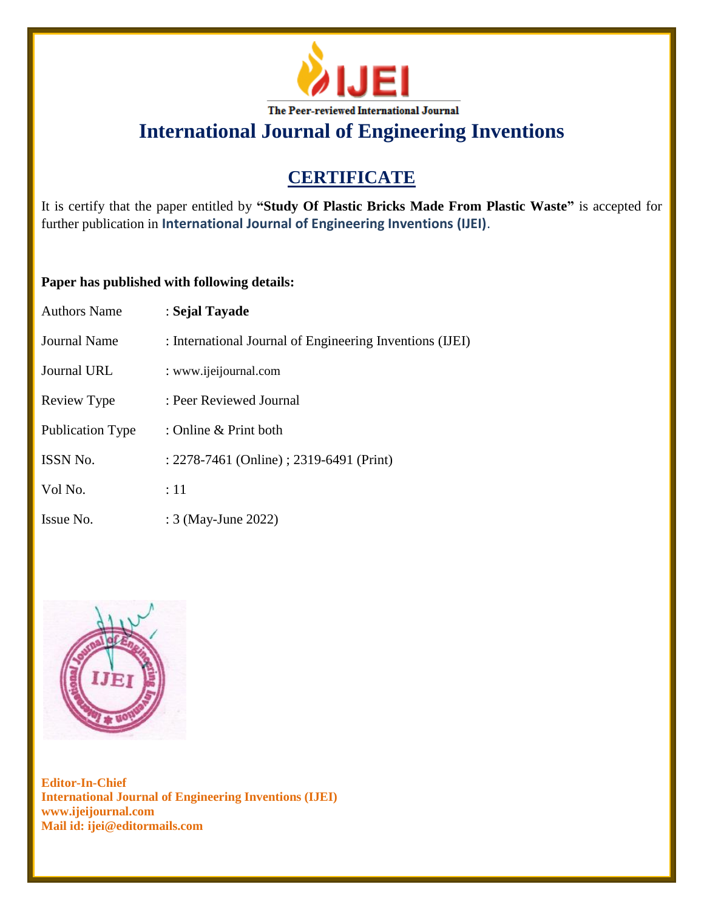IJEI

The Peer-reviewed International Journal

# International Journal of Engineering Inventions

## CERTIFICATE

It is certify that the paper entitled by **"Study Of Plastic Bricks Made From Plastic Waste"** is accepted for further publication in **International Journal of Engineering Inventions (IJEI)**.

**Paper has published with following details:**

| | |
|---|---|
| Authors Name | : **Sejal Tayade** |
| Journal Name | : International Journal of Engineering Inventions (IJEI) |
| Journal URL | : www.ijeijournal.com |
| Review Type | : Peer Reviewed Journal |
| Publication Type | : Online & Print both |
| ISSN No. | : 2278-7461 (Online) ; 2319-6491 (Print) |
| Vol No. | : 11 |
| Issue No. | : 3 (May-June 2022) |

**Editor-In-Chief**
**International Journal of Engineering Inventions (IJEI)**
**www.ijeijournal.com**
**Mail id: ijei@editormails.com**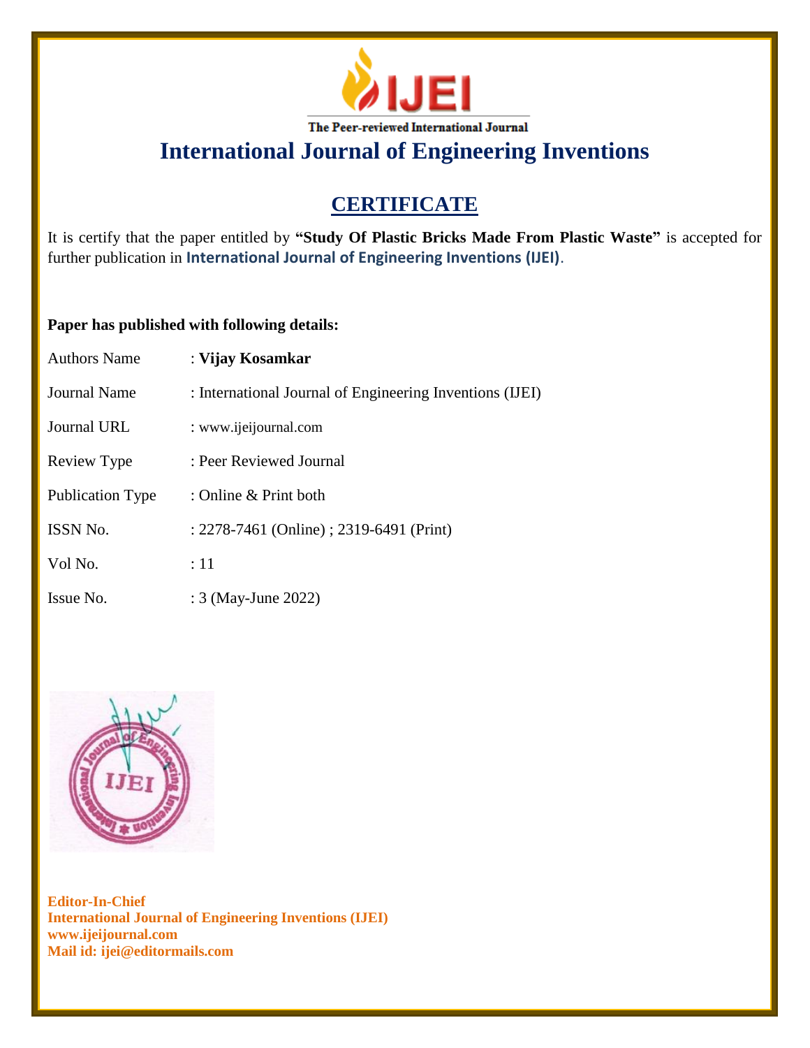IJEI

The Peer-reviewed International Journal

# International Journal of Engineering Inventions

## CERTIFICATE

It is certify that the paper entitled by **"Study Of Plastic Bricks Made From Plastic Waste"** is accepted for further publication in **International Journal of Engineering Inventions (IJEI)**.

**Paper has published with following details:**

| | |
|---|---|
| Authors Name | : **Vijay Kosamkar** |
| Journal Name | : International Journal of Engineering Inventions (IJEI) |
| Journal URL | : www.ijeijournal.com |
| Review Type | : Peer Reviewed Journal |
| Publication Type | : Online & Print both |
| ISSN No. | : 2278-7461 (Online) ; 2319-6491 (Print) |
| Vol No. | : 11 |
| Issue No. | : 3 (May-June 2022) |

**Editor-In-Chief**
**International Journal of Engineering Inventions (IJEI)**
**www.ijeijournal.com**
**Mail id: ijei@editormails.com**